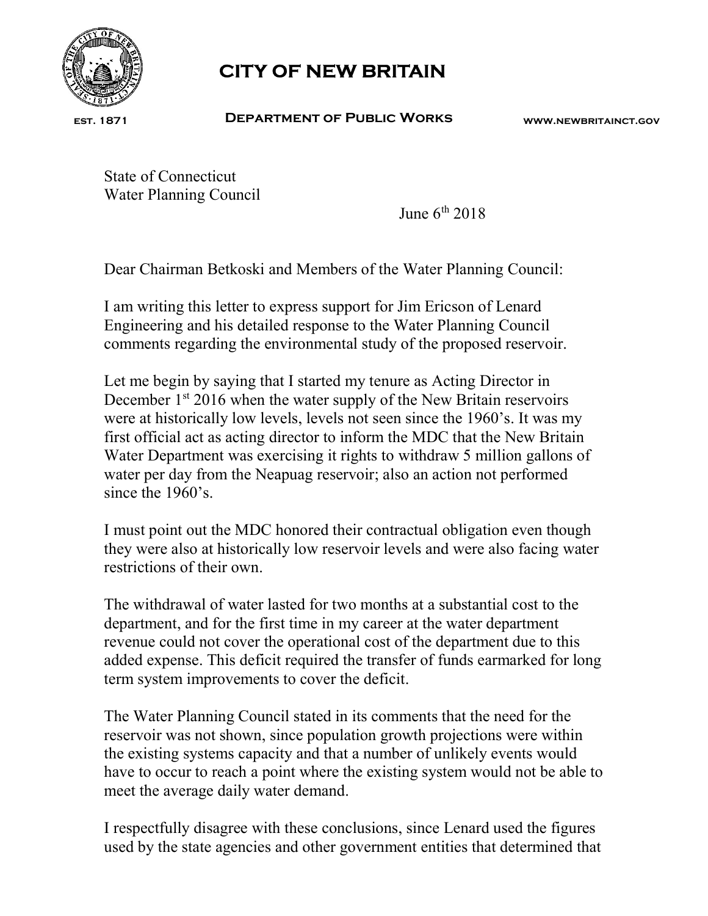# CITY OF NEW BRITAIN

EST. 1871 **DEPARTMENT OF PUBLIC WORKS** WWW.NEWBRITAINCT.GOV

State of Connecticut
Water Planning Council

June 6th 2018

Dear Chairman Betkoski and Members of the Water Planning Council:

I am writing this letter to express support for Jim Ericson of Lenard Engineering and his detailed response to the Water Planning Council comments regarding the environmental study of the proposed reservoir.

Let me begin by saying that I started my tenure as Acting Director in December 1st 2016 when the water supply of the New Britain reservoirs were at historically low levels, levels not seen since the 1960's. It was my first official act as acting director to inform the MDC that the New Britain Water Department was exercising it rights to withdraw 5 million gallons of water per day from the Neapuag reservoir; also an action not performed since the 1960's.

I must point out the MDC honored their contractual obligation even though they were also at historically low reservoir levels and were also facing water restrictions of their own.

The withdrawal of water lasted for two months at a substantial cost to the department, and for the first time in my career at the water department revenue could not cover the operational cost of the department due to this added expense. This deficit required the transfer of funds earmarked for long term system improvements to cover the deficit.

The Water Planning Council stated in its comments that the need for the reservoir was not shown, since population growth projections were within the existing systems capacity and that a number of unlikely events would have to occur to reach a point where the existing system would not be able to meet the average daily water demand.

I respectfully disagree with these conclusions, since Lenard used the figures used by the state agencies and other government entities that determined that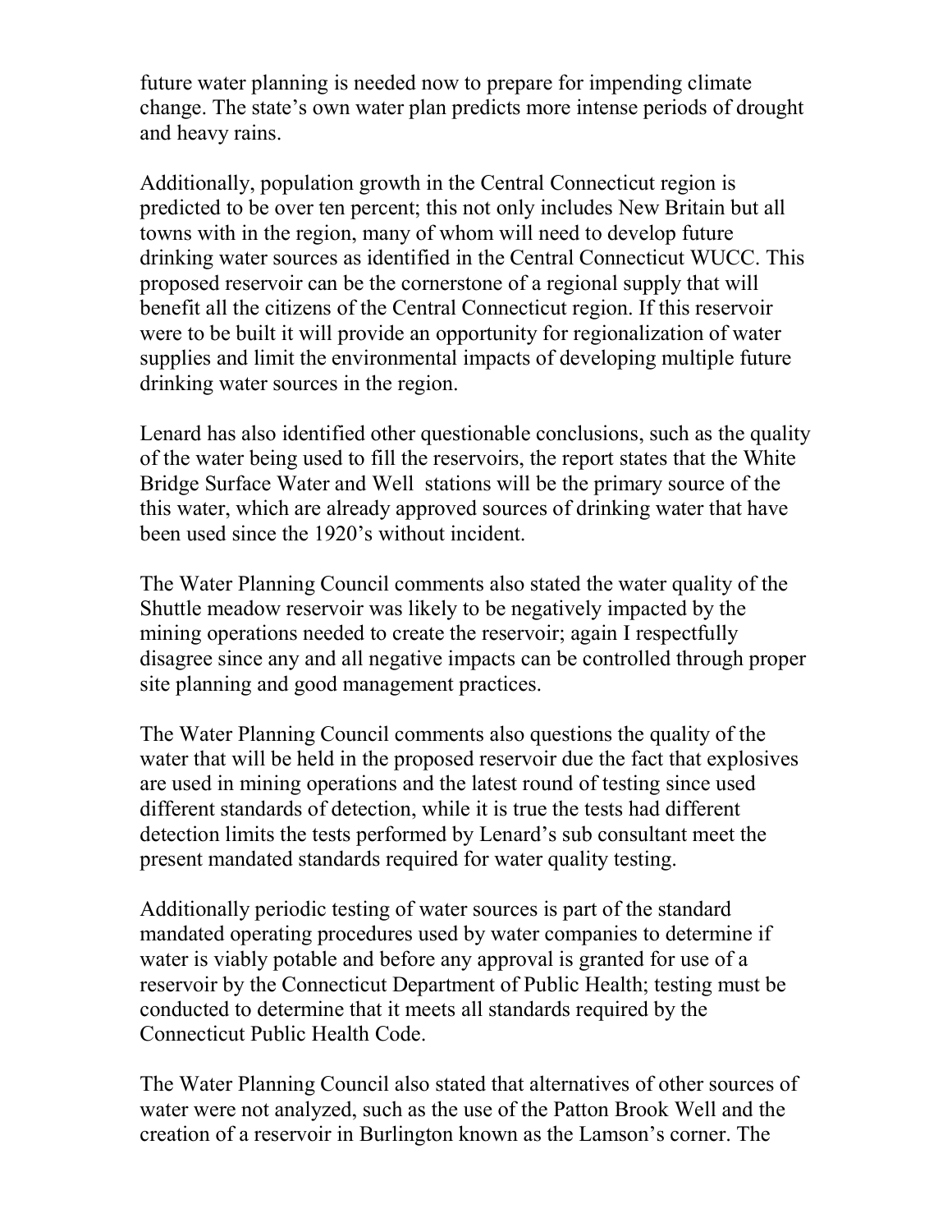future water planning is needed now to prepare for impending climate change. The state's own water plan predicts more intense periods of drought and heavy rains.

Additionally, population growth in the Central Connecticut region is predicted to be over ten percent; this not only includes New Britain but all towns with in the region, many of whom will need to develop future drinking water sources as identified in the Central Connecticut WUCC. This proposed reservoir can be the cornerstone of a regional supply that will benefit all the citizens of the Central Connecticut region. If this reservoir were to be built it will provide an opportunity for regionalization of water supplies and limit the environmental impacts of developing multiple future drinking water sources in the region.

Lenard has also identified other questionable conclusions, such as the quality of the water being used to fill the reservoirs, the report states that the White Bridge Surface Water and Well stations will be the primary source of the this water, which are already approved sources of drinking water that have been used since the 1920's without incident.

The Water Planning Council comments also stated the water quality of the Shuttle meadow reservoir was likely to be negatively impacted by the mining operations needed to create the reservoir; again I respectfully disagree since any and all negative impacts can be controlled through proper site planning and good management practices.

The Water Planning Council comments also questions the quality of the water that will be held in the proposed reservoir due the fact that explosives are used in mining operations and the latest round of testing since used different standards of detection, while it is true the tests had different detection limits the tests performed by Lenard's sub consultant meet the present mandated standards required for water quality testing.

Additionally periodic testing of water sources is part of the standard mandated operating procedures used by water companies to determine if water is viably potable and before any approval is granted for use of a reservoir by the Connecticut Department of Public Health; testing must be conducted to determine that it meets all standards required by the Connecticut Public Health Code.

The Water Planning Council also stated that alternatives of other sources of water were not analyzed, such as the use of the Patton Brook Well and the creation of a reservoir in Burlington known as the Lamson's corner. The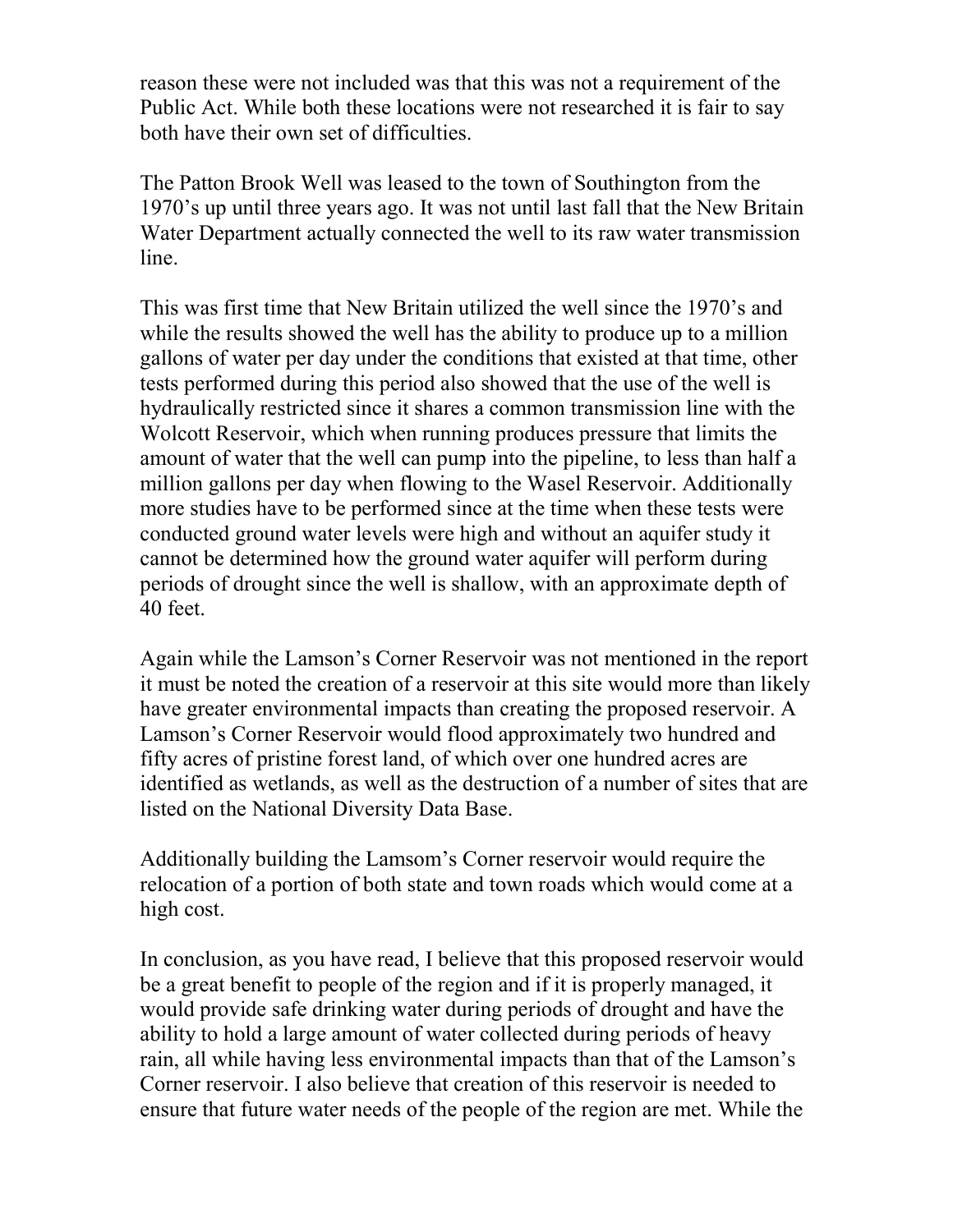reason these were not included was that this was not a requirement of the Public Act. While both these locations were not researched it is fair to say both have their own set of difficulties.

The Patton Brook Well was leased to the town of Southington from the 1970's up until three years ago. It was not until last fall that the New Britain Water Department actually connected the well to its raw water transmission line.

This was first time that New Britain utilized the well since the 1970's and while the results showed the well has the ability to produce up to a million gallons of water per day under the conditions that existed at that time, other tests performed during this period also showed that the use of the well is hydraulically restricted since it shares a common transmission line with the Wolcott Reservoir, which when running produces pressure that limits the amount of water that the well can pump into the pipeline, to less than half a million gallons per day when flowing to the Wasel Reservoir. Additionally more studies have to be performed since at the time when these tests were conducted ground water levels were high and without an aquifer study it cannot be determined how the ground water aquifer will perform during periods of drought since the well is shallow, with an approximate depth of 40 feet.

Again while the Lamson's Corner Reservoir was not mentioned in the report it must be noted the creation of a reservoir at this site would more than likely have greater environmental impacts than creating the proposed reservoir. A Lamson's Corner Reservoir would flood approximately two hundred and fifty acres of pristine forest land, of which over one hundred acres are identified as wetlands, as well as the destruction of a number of sites that are listed on the National Diversity Data Base.

Additionally building the Lamsom's Corner reservoir would require the relocation of a portion of both state and town roads which would come at a high cost.

In conclusion, as you have read, I believe that this proposed reservoir would be a great benefit to people of the region and if it is properly managed, it would provide safe drinking water during periods of drought and have the ability to hold a large amount of water collected during periods of heavy rain, all while having less environmental impacts than that of the Lamson's Corner reservoir. I also believe that creation of this reservoir is needed to ensure that future water needs of the people of the region are met. While the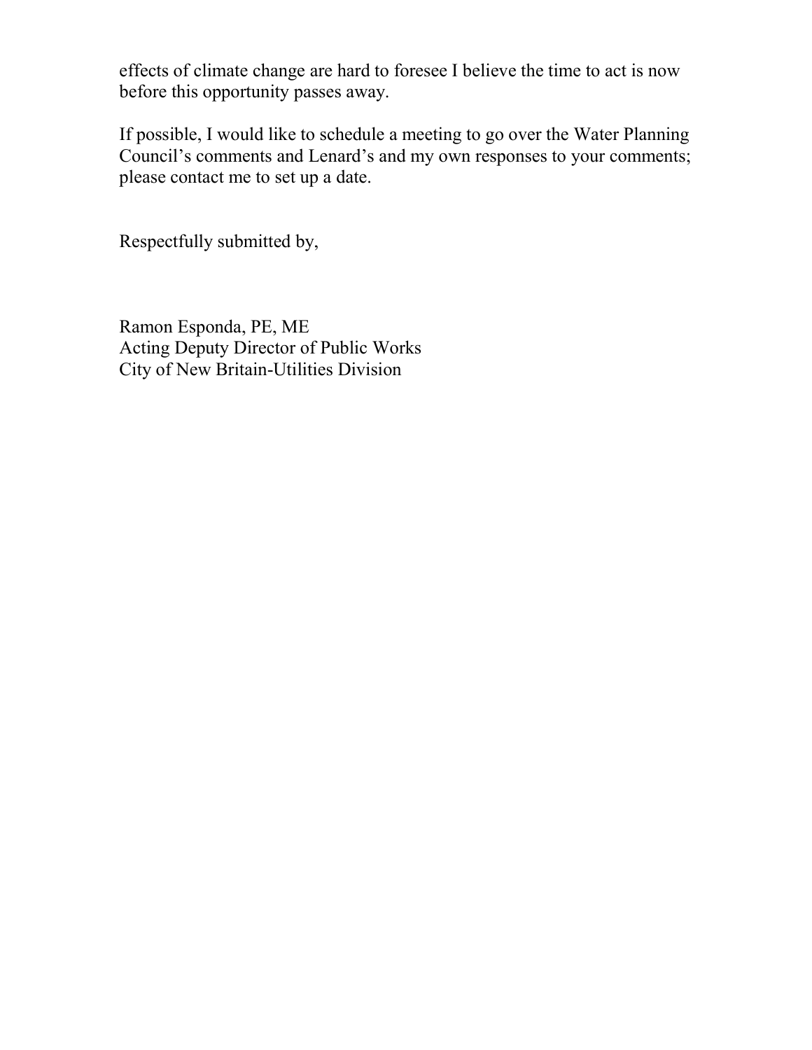effects of climate change are hard to foresee I believe the time to act is now before this opportunity passes away.

If possible, I would like to schedule a meeting to go over the Water Planning Council's comments and Lenard's and my own responses to your comments; please contact me to set up a date.

Respectfully submitted by,

Ramon Esponda, PE, ME
Acting Deputy Director of Public Works
City of New Britain-Utilities Division